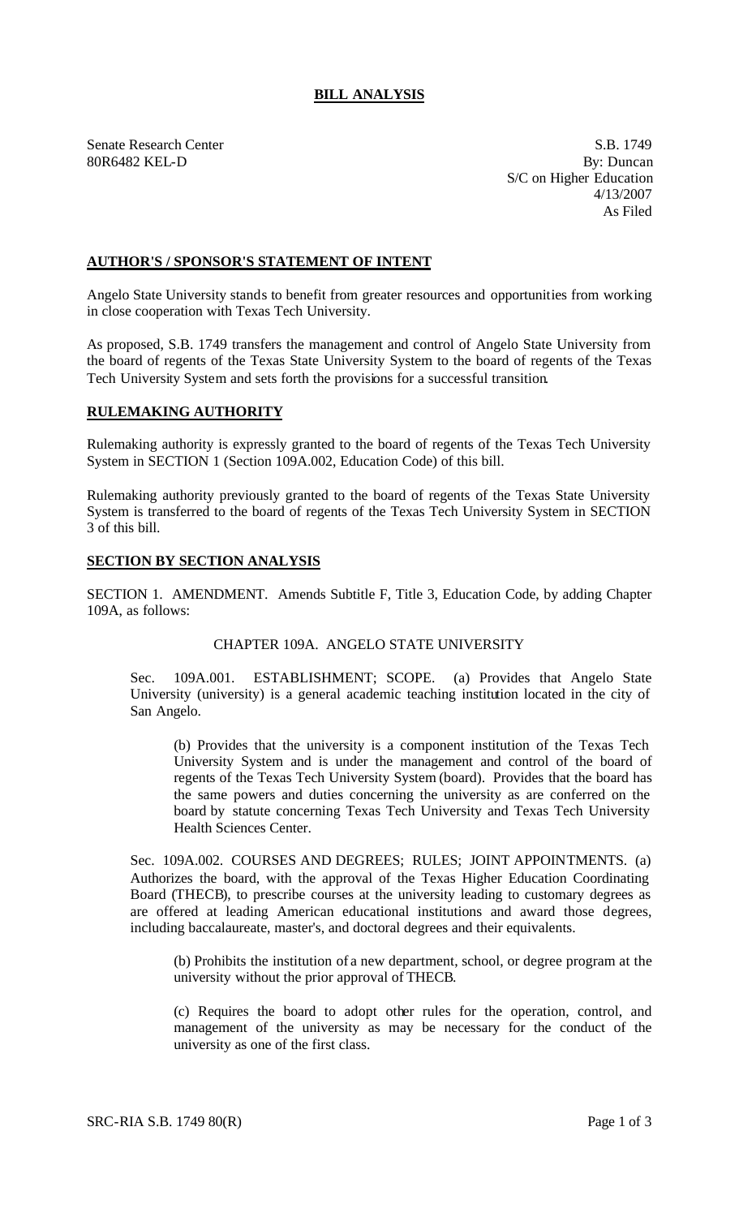# BILL ANALYSIS

Senate Research Center
80R6482 KEL-D

S.B. 1749
By: Duncan
S/C on Higher Education
4/13/2007
As Filed

## AUTHOR'S / SPONSOR'S STATEMENT OF INTENT

Angelo State University stands to benefit from greater resources and opportunities from working in close cooperation with Texas Tech University.

As proposed, S.B. 1749 transfers the management and control of Angelo State University from the board of regents of the Texas State University System to the board of regents of the Texas Tech University System and sets forth the provisions for a successful transition.

## RULEMAKING AUTHORITY

Rulemaking authority is expressly granted to the board of regents of the Texas Tech University System in SECTION 1 (Section 109A.002, Education Code) of this bill.

Rulemaking authority previously granted to the board of regents of the Texas State University System is transferred to the board of regents of the Texas Tech University System in SECTION 3 of this bill.

## SECTION BY SECTION ANALYSIS

SECTION 1. AMENDMENT. Amends Subtitle F, Title 3, Education Code, by adding Chapter 109A, as follows:

CHAPTER 109A. ANGELO STATE UNIVERSITY

Sec. 109A.001. ESTABLISHMENT; SCOPE. (a) Provides that Angelo State University (university) is a general academic teaching institution located in the city of San Angelo.

(b) Provides that the university is a component institution of the Texas Tech University System and is under the management and control of the board of regents of the Texas Tech University System (board). Provides that the board has the same powers and duties concerning the university as are conferred on the board by statute concerning Texas Tech University and Texas Tech University Health Sciences Center.

Sec. 109A.002. COURSES AND DEGREES; RULES; JOINT APPOINTMENTS. (a) Authorizes the board, with the approval of the Texas Higher Education Coordinating Board (THECB), to prescribe courses at the university leading to customary degrees as are offered at leading American educational institutions and award those degrees, including baccalaureate, master's, and doctoral degrees and their equivalents.

(b) Prohibits the institution of a new department, school, or degree program at the university without the prior approval of THECB.

(c) Requires the board to adopt other rules for the operation, control, and management of the university as may be necessary for the conduct of the university as one of the first class.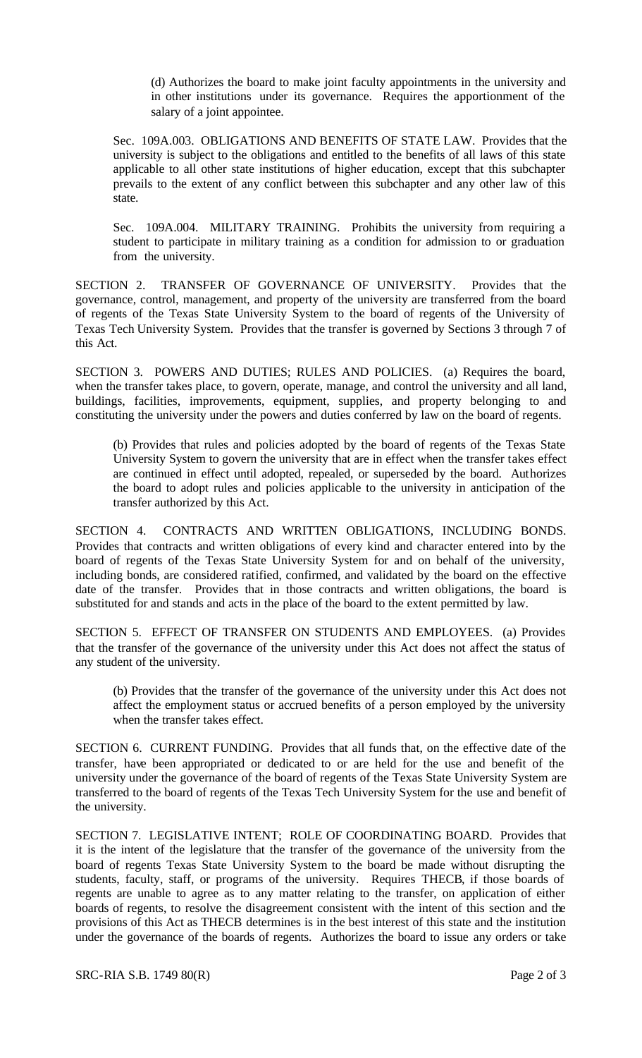(d) Authorizes the board to make joint faculty appointments in the university and in other institutions under its governance. Requires the apportionment of the salary of a joint appointee.

Sec. 109A.003. OBLIGATIONS AND BENEFITS OF STATE LAW. Provides that the university is subject to the obligations and entitled to the benefits of all laws of this state applicable to all other state institutions of higher education, except that this subchapter prevails to the extent of any conflict between this subchapter and any other law of this state.

Sec. 109A.004. MILITARY TRAINING. Prohibits the university from requiring a student to participate in military training as a condition for admission to or graduation from the university.

SECTION 2. TRANSFER OF GOVERNANCE OF UNIVERSITY. Provides that the governance, control, management, and property of the university are transferred from the board of regents of the Texas State University System to the board of regents of the University of Texas Tech University System. Provides that the transfer is governed by Sections 3 through 7 of this Act.

SECTION 3. POWERS AND DUTIES; RULES AND POLICIES. (a) Requires the board, when the transfer takes place, to govern, operate, manage, and control the university and all land, buildings, facilities, improvements, equipment, supplies, and property belonging to and constituting the university under the powers and duties conferred by law on the board of regents.

(b) Provides that rules and policies adopted by the board of regents of the Texas State University System to govern the university that are in effect when the transfer takes effect are continued in effect until adopted, repealed, or superseded by the board. Authorizes the board to adopt rules and policies applicable to the university in anticipation of the transfer authorized by this Act.

SECTION 4. CONTRACTS AND WRITTEN OBLIGATIONS, INCLUDING BONDS. Provides that contracts and written obligations of every kind and character entered into by the board of regents of the Texas State University System for and on behalf of the university, including bonds, are considered ratified, confirmed, and validated by the board on the effective date of the transfer. Provides that in those contracts and written obligations, the board is substituted for and stands and acts in the place of the board to the extent permitted by law.

SECTION 5. EFFECT OF TRANSFER ON STUDENTS AND EMPLOYEES. (a) Provides that the transfer of the governance of the university under this Act does not affect the status of any student of the university.

(b) Provides that the transfer of the governance of the university under this Act does not affect the employment status or accrued benefits of a person employed by the university when the transfer takes effect.

SECTION 6. CURRENT FUNDING. Provides that all funds that, on the effective date of the transfer, have been appropriated or dedicated to or are held for the use and benefit of the university under the governance of the board of regents of the Texas State University System are transferred to the board of regents of the Texas Tech University System for the use and benefit of the university.

SECTION 7. LEGISLATIVE INTENT; ROLE OF COORDINATING BOARD. Provides that it is the intent of the legislature that the transfer of the governance of the university from the board of regents Texas State University System to the board be made without disrupting the students, faculty, staff, or programs of the university. Requires THECB, if those boards of regents are unable to agree as to any matter relating to the transfer, on application of either boards of regents, to resolve the disagreement consistent with the intent of this section and the provisions of this Act as THECB determines is in the best interest of this state and the institution under the governance of the boards of regents. Authorizes the board to issue any orders or take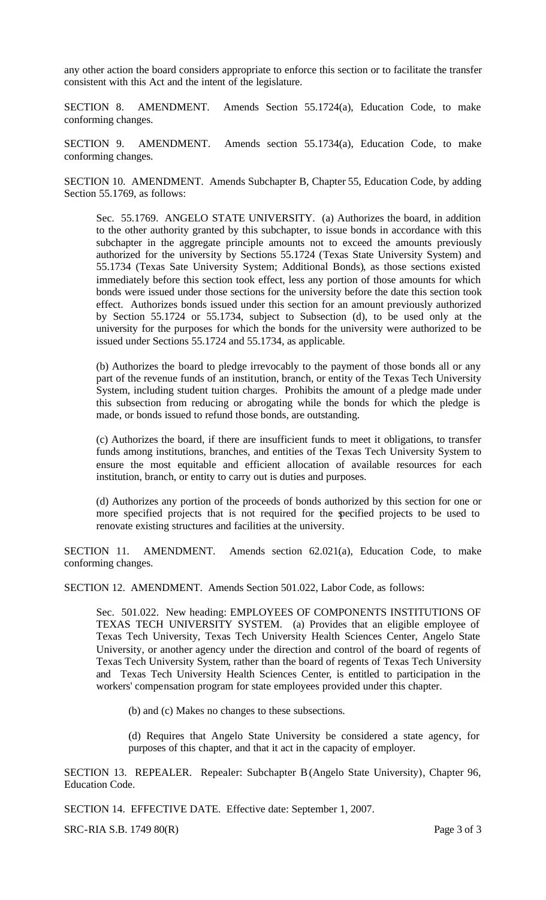any other action the board considers appropriate to enforce this section or to facilitate the transfer consistent with this Act and the intent of the legislature.

SECTION 8. AMENDMENT. Amends Section 55.1724(a), Education Code, to make conforming changes.

SECTION 9. AMENDMENT. Amends section 55.1734(a), Education Code, to make conforming changes.

SECTION 10. AMENDMENT. Amends Subchapter B, Chapter 55, Education Code, by adding Section 55.1769, as follows:

> Sec. 55.1769. ANGELO STATE UNIVERSITY. (a) Authorizes the board, in addition to the other authority granted by this subchapter, to issue bonds in accordance with this subchapter in the aggregate principle amounts not to exceed the amounts previously authorized for the university by Sections 55.1724 (Texas State University System) and 55.1734 (Texas Sate University System; Additional Bonds), as those sections existed immediately before this section took effect, less any portion of those amounts for which bonds were issued under those sections for the university before the date this section took effect. Authorizes bonds issued under this section for an amount previously authorized by Section 55.1724 or 55.1734, subject to Subsection (d), to be used only at the university for the purposes for which the bonds for the university were authorized to be issued under Sections 55.1724 and 55.1734, as applicable.
>
> (b) Authorizes the board to pledge irrevocably to the payment of those bonds all or any part of the revenue funds of an institution, branch, or entity of the Texas Tech University System, including student tuition charges. Prohibits the amount of a pledge made under this subsection from reducing or abrogating while the bonds for which the pledge is made, or bonds issued to refund those bonds, are outstanding.
>
> (c) Authorizes the board, if there are insufficient funds to meet it obligations, to transfer funds among institutions, branches, and entities of the Texas Tech University System to ensure the most equitable and efficient allocation of available resources for each institution, branch, or entity to carry out is duties and purposes.
>
> (d) Authorizes any portion of the proceeds of bonds authorized by this section for one or more specified projects that is not required for the specified projects to be used to renovate existing structures and facilities at the university.

SECTION 11. AMENDMENT. Amends section 62.021(a), Education Code, to make conforming changes.

SECTION 12. AMENDMENT. Amends Section 501.022, Labor Code, as follows:

> Sec. 501.022. New heading: EMPLOYEES OF COMPONENTS INSTITUTIONS OF TEXAS TECH UNIVERSITY SYSTEM. (a) Provides that an eligible employee of Texas Tech University, Texas Tech University Health Sciences Center, Angelo State University, or another agency under the direction and control of the board of regents of Texas Tech University System, rather than the board of regents of Texas Tech University and Texas Tech University Health Sciences Center, is entitled to participation in the workers' compensation program for state employees provided under this chapter.
>
> > (b) and (c) Makes no changes to these subsections.
> >
> > (d) Requires that Angelo State University be considered a state agency, for purposes of this chapter, and that it act in the capacity of employer.

SECTION 13. REPEALER. Repealer: Subchapter B (Angelo State University), Chapter 96, Education Code.

SECTION 14. EFFECTIVE DATE. Effective date: September 1, 2007.

SRC-RIA S.B. 1749 80(R)